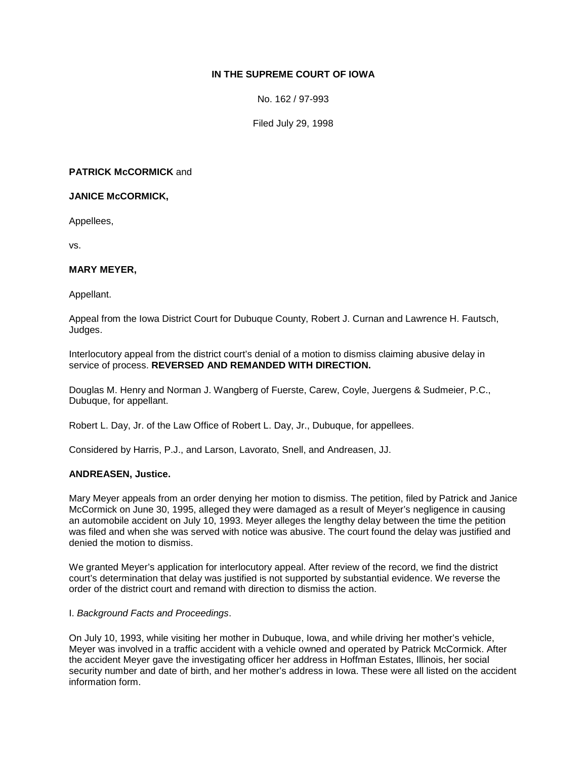**IN THE SUPREME COURT OF IOWA**

No. 162 / 97-993

Filed July 29, 1998

**PATRICK McCORMICK** and

**JANICE McCORMICK,**

Appellees,

vs.

**MARY MEYER,**

Appellant.

Appeal from the Iowa District Court for Dubuque County, Robert J. Curnan and Lawrence H. Fautsch, Judges.

Interlocutory appeal from the district court's denial of a motion to dismiss claiming abusive delay in service of process. **REVERSED AND REMANDED WITH DIRECTION.**

Douglas M. Henry and Norman J. Wangberg of Fuerste, Carew, Coyle, Juergens & Sudmeier, P.C., Dubuque, for appellant.

Robert L. Day, Jr. of the Law Office of Robert L. Day, Jr., Dubuque, for appellees.

Considered by Harris, P.J., and Larson, Lavorato, Snell, and Andreasen, JJ.

**ANDREASEN, Justice.**

Mary Meyer appeals from an order denying her motion to dismiss. The petition, filed by Patrick and Janice McCormick on June 30, 1995, alleged they were damaged as a result of Meyer's negligence in causing an automobile accident on July 10, 1993. Meyer alleges the lengthy delay between the time the petition was filed and when she was served with notice was abusive. The court found the delay was justified and denied the motion to dismiss.

We granted Meyer's application for interlocutory appeal. After review of the record, we find the district court's determination that delay was justified is not supported by substantial evidence. We reverse the order of the district court and remand with direction to dismiss the action.

I. *Background Facts and Proceedings*.

On July 10, 1993, while visiting her mother in Dubuque, Iowa, and while driving her mother's vehicle, Meyer was involved in a traffic accident with a vehicle owned and operated by Patrick McCormick. After the accident Meyer gave the investigating officer her address in Hoffman Estates, Illinois, her social security number and date of birth, and her mother's address in Iowa. These were all listed on the accident information form.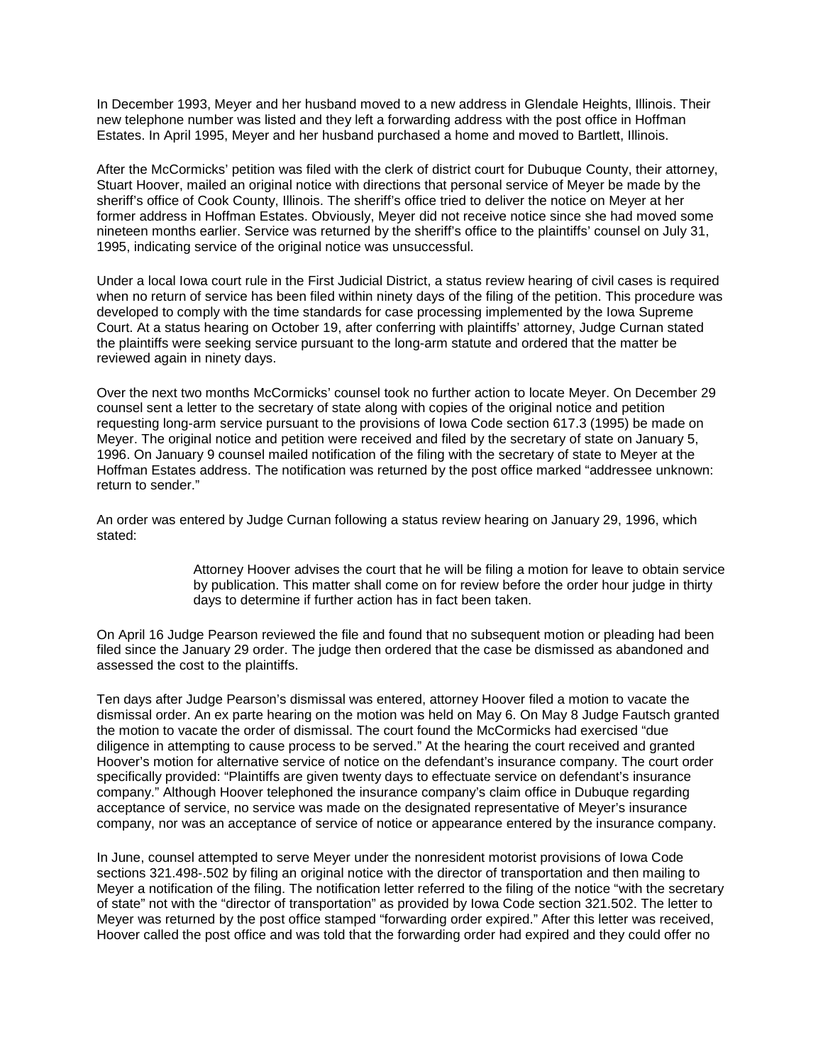In December 1993, Meyer and her husband moved to a new address in Glendale Heights, Illinois. Their new telephone number was listed and they left a forwarding address with the post office in Hoffman Estates. In April 1995, Meyer and her husband purchased a home and moved to Bartlett, Illinois.

After the McCormicks' petition was filed with the clerk of district court for Dubuque County, their attorney, Stuart Hoover, mailed an original notice with directions that personal service of Meyer be made by the sheriff's office of Cook County, Illinois. The sheriff's office tried to deliver the notice on Meyer at her former address in Hoffman Estates. Obviously, Meyer did not receive notice since she had moved some nineteen months earlier. Service was returned by the sheriff's office to the plaintiffs' counsel on July 31, 1995, indicating service of the original notice was unsuccessful.

Under a local Iowa court rule in the First Judicial District, a status review hearing of civil cases is required when no return of service has been filed within ninety days of the filing of the petition. This procedure was developed to comply with the time standards for case processing implemented by the Iowa Supreme Court. At a status hearing on October 19, after conferring with plaintiffs' attorney, Judge Curnan stated the plaintiffs were seeking service pursuant to the long-arm statute and ordered that the matter be reviewed again in ninety days.

Over the next two months McCormicks' counsel took no further action to locate Meyer. On December 29 counsel sent a letter to the secretary of state along with copies of the original notice and petition requesting long-arm service pursuant to the provisions of Iowa Code section 617.3 (1995) be made on Meyer. The original notice and petition were received and filed by the secretary of state on January 5, 1996. On January 9 counsel mailed notification of the filing with the secretary of state to Meyer at the Hoffman Estates address. The notification was returned by the post office marked "addressee unknown: return to sender."

An order was entered by Judge Curnan following a status review hearing on January 29, 1996, which stated:

> Attorney Hoover advises the court that he will be filing a motion for leave to obtain service by publication. This matter shall come on for review before the order hour judge in thirty days to determine if further action has in fact been taken.

On April 16 Judge Pearson reviewed the file and found that no subsequent motion or pleading had been filed since the January 29 order. The judge then ordered that the case be dismissed as abandoned and assessed the cost to the plaintiffs.

Ten days after Judge Pearson's dismissal was entered, attorney Hoover filed a motion to vacate the dismissal order. An ex parte hearing on the motion was held on May 6. On May 8 Judge Fautsch granted the motion to vacate the order of dismissal. The court found the McCormicks had exercised "due diligence in attempting to cause process to be served." At the hearing the court received and granted Hoover's motion for alternative service of notice on the defendant's insurance company. The court order specifically provided: "Plaintiffs are given twenty days to effectuate service on defendant's insurance company." Although Hoover telephoned the insurance company's claim office in Dubuque regarding acceptance of service, no service was made on the designated representative of Meyer's insurance company, nor was an acceptance of service of notice or appearance entered by the insurance company.

In June, counsel attempted to serve Meyer under the nonresident motorist provisions of Iowa Code sections 321.498-.502 by filing an original notice with the director of transportation and then mailing to Meyer a notification of the filing. The notification letter referred to the filing of the notice "with the secretary of state" not with the "director of transportation" as provided by Iowa Code section 321.502. The letter to Meyer was returned by the post office stamped "forwarding order expired." After this letter was received, Hoover called the post office and was told that the forwarding order had expired and they could offer no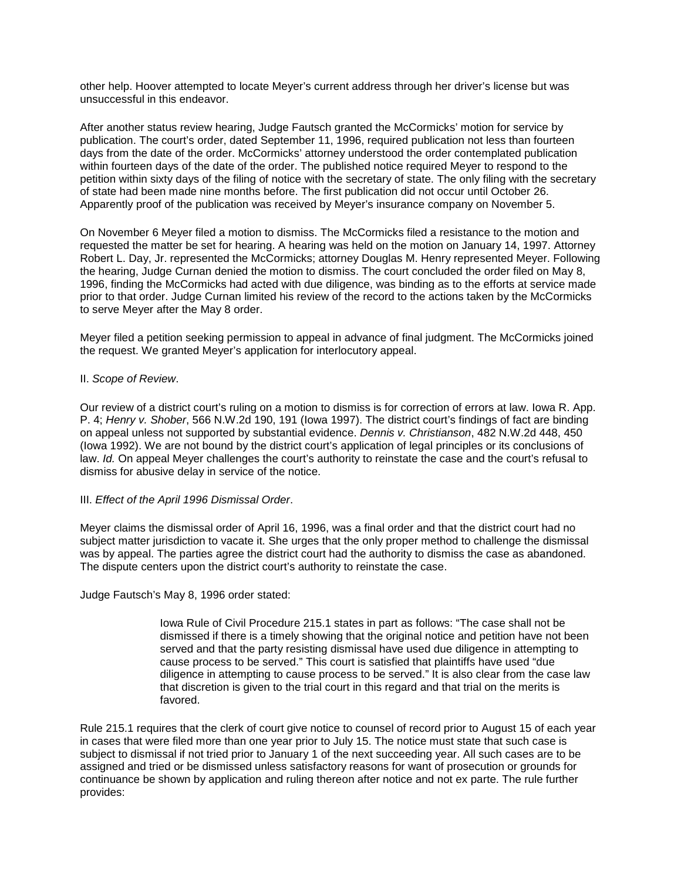other help. Hoover attempted to locate Meyer's current address through her driver's license but was unsuccessful in this endeavor.

After another status review hearing, Judge Fautsch granted the McCormicks' motion for service by publication. The court's order, dated September 11, 1996, required publication not less than fourteen days from the date of the order. McCormicks' attorney understood the order contemplated publication within fourteen days of the date of the order. The published notice required Meyer to respond to the petition within sixty days of the filing of notice with the secretary of state. The only filing with the secretary of state had been made nine months before. The first publication did not occur until October 26. Apparently proof of the publication was received by Meyer's insurance company on November 5.

On November 6 Meyer filed a motion to dismiss. The McCormicks filed a resistance to the motion and requested the matter be set for hearing. A hearing was held on the motion on January 14, 1997. Attorney Robert L. Day, Jr. represented the McCormicks; attorney Douglas M. Henry represented Meyer. Following the hearing, Judge Curnan denied the motion to dismiss. The court concluded the order filed on May 8, 1996, finding the McCormicks had acted with due diligence, was binding as to the efforts at service made prior to that order. Judge Curnan limited his review of the record to the actions taken by the McCormicks to serve Meyer after the May 8 order.

Meyer filed a petition seeking permission to appeal in advance of final judgment. The McCormicks joined the request. We granted Meyer's application for interlocutory appeal.

II. *Scope of Review*.

Our review of a district court's ruling on a motion to dismiss is for correction of errors at law. Iowa R. App. P. 4; *Henry v. Shober*, 566 N.W.2d 190, 191 (Iowa 1997). The district court's findings of fact are binding on appeal unless not supported by substantial evidence. *Dennis v. Christianson*, 482 N.W.2d 448, 450 (Iowa 1992). We are not bound by the district court's application of legal principles or its conclusions of law. *Id.* On appeal Meyer challenges the court's authority to reinstate the case and the court's refusal to dismiss for abusive delay in service of the notice.

III. *Effect of the April 1996 Dismissal Order*.

Meyer claims the dismissal order of April 16, 1996, was a final order and that the district court had no subject matter jurisdiction to vacate it. She urges that the only proper method to challenge the dismissal was by appeal. The parties agree the district court had the authority to dismiss the case as abandoned. The dispute centers upon the district court's authority to reinstate the case.

Judge Fautsch's May 8, 1996 order stated:

> Iowa Rule of Civil Procedure 215.1 states in part as follows: "The case shall not be dismissed if there is a timely showing that the original notice and petition have not been served and that the party resisting dismissal have used due diligence in attempting to cause process to be served." This court is satisfied that plaintiffs have used "due diligence in attempting to cause process to be served." It is also clear from the case law that discretion is given to the trial court in this regard and that trial on the merits is favored.

Rule 215.1 requires that the clerk of court give notice to counsel of record prior to August 15 of each year in cases that were filed more than one year prior to July 15. The notice must state that such case is subject to dismissal if not tried prior to January 1 of the next succeeding year. All such cases are to be assigned and tried or be dismissed unless satisfactory reasons for want of prosecution or grounds for continuance be shown by application and ruling thereon after notice and not ex parte. The rule further provides: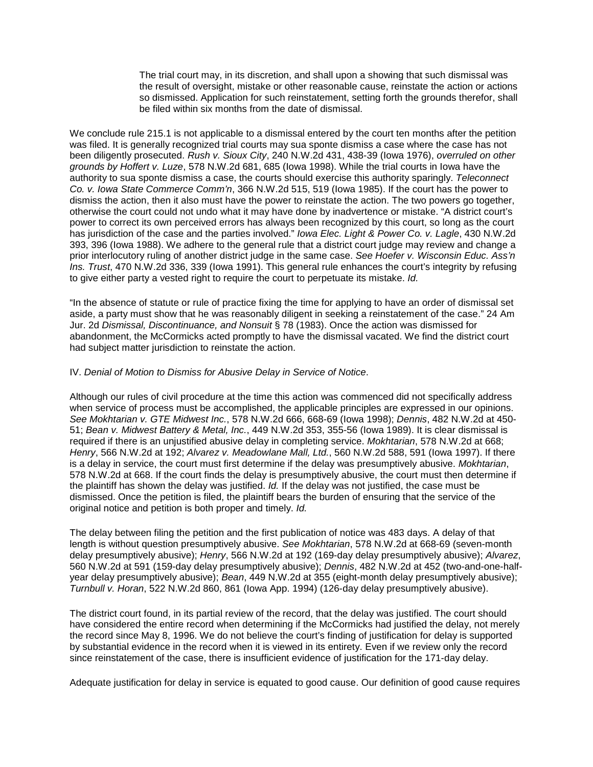> The trial court may, in its discretion, and shall upon a showing that such dismissal was the result of oversight, mistake or other reasonable cause, reinstate the action or actions so dismissed. Application for such reinstatement, setting forth the grounds therefor, shall be filed within six months from the date of dismissal.

We conclude rule 215.1 is not applicable to a dismissal entered by the court ten months after the petition was filed. It is generally recognized trial courts may sua sponte dismiss a case where the case has not been diligently prosecuted. *Rush v. Sioux City*, 240 N.W.2d 431, 438-39 (Iowa 1976), *overruled on other grounds by Hoffert v. Luze*, 578 N.W.2d 681, 685 (Iowa 1998). While the trial courts in Iowa have the authority to sua sponte dismiss a case, the courts should exercise this authority sparingly. *Teleconnect Co. v. Iowa State Commerce Comm'n*, 366 N.W.2d 515, 519 (Iowa 1985). If the court has the power to dismiss the action, then it also must have the power to reinstate the action. The two powers go together, otherwise the court could not undo what it may have done by inadvertence or mistake. "A district court's power to correct its own perceived errors has always been recognized by this court, so long as the court has jurisdiction of the case and the parties involved." *Iowa Elec. Light & Power Co. v. Lagle*, 430 N.W.2d 393, 396 (Iowa 1988). We adhere to the general rule that a district court judge may review and change a prior interlocutory ruling of another district judge in the same case. *See Hoefer v. Wisconsin Educ. Ass'n Ins. Trust*, 470 N.W.2d 336, 339 (Iowa 1991). This general rule enhances the court's integrity by refusing to give either party a vested right to require the court to perpetuate its mistake. *Id.*

"In the absence of statute or rule of practice fixing the time for applying to have an order of dismissal set aside, a party must show that he was reasonably diligent in seeking a reinstatement of the case." 24 Am Jur. 2d *Dismissal, Discontinuance, and Nonsuit* § 78 (1983). Once the action was dismissed for abandonment, the McCormicks acted promptly to have the dismissal vacated. We find the district court had subject matter jurisdiction to reinstate the action.

IV. *Denial of Motion to Dismiss for Abusive Delay in Service of Notice*.

Although our rules of civil procedure at the time this action was commenced did not specifically address when service of process must be accomplished, the applicable principles are expressed in our opinions. *See Mokhtarian v. GTE Midwest Inc.*, 578 N.W.2d 666, 668-69 (Iowa 1998); *Dennis*, 482 N.W.2d at 450-51; *Bean v. Midwest Battery & Metal, Inc.*, 449 N.W.2d 353, 355-56 (Iowa 1989). It is clear dismissal is required if there is an unjustified abusive delay in completing service. *Mokhtarian*, 578 N.W.2d at 668; *Henry*, 566 N.W.2d at 192; *Alvarez v. Meadowlane Mall, Ltd.*, 560 N.W.2d 588, 591 (Iowa 1997). If there is a delay in service, the court must first determine if the delay was presumptively abusive. *Mokhtarian*, 578 N.W.2d at 668. If the court finds the delay is presumptively abusive, the court must then determine if the plaintiff has shown the delay was justified. *Id.* If the delay was not justified, the case must be dismissed. Once the petition is filed, the plaintiff bears the burden of ensuring that the service of the original notice and petition is both proper and timely. *Id.*

The delay between filing the petition and the first publication of notice was 483 days. A delay of that length is without question presumptively abusive. *See Mokhtarian*, 578 N.W.2d at 668-69 (seven-month delay presumptively abusive); *Henry*, 566 N.W.2d at 192 (169-day delay presumptively abusive); *Alvarez*, 560 N.W.2d at 591 (159-day delay presumptively abusive); *Dennis*, 482 N.W.2d at 452 (two-and-one-half-year delay presumptively abusive); *Bean*, 449 N.W.2d at 355 (eight-month delay presumptively abusive); *Turnbull v. Horan*, 522 N.W.2d 860, 861 (Iowa App. 1994) (126-day delay presumptively abusive).

The district court found, in its partial review of the record, that the delay was justified. The court should have considered the entire record when determining if the McCormicks had justified the delay, not merely the record since May 8, 1996. We do not believe the court's finding of justification for delay is supported by substantial evidence in the record when it is viewed in its entirety. Even if we review only the record since reinstatement of the case, there is insufficient evidence of justification for the 171-day delay.

Adequate justification for delay in service is equated to good cause. Our definition of good cause requires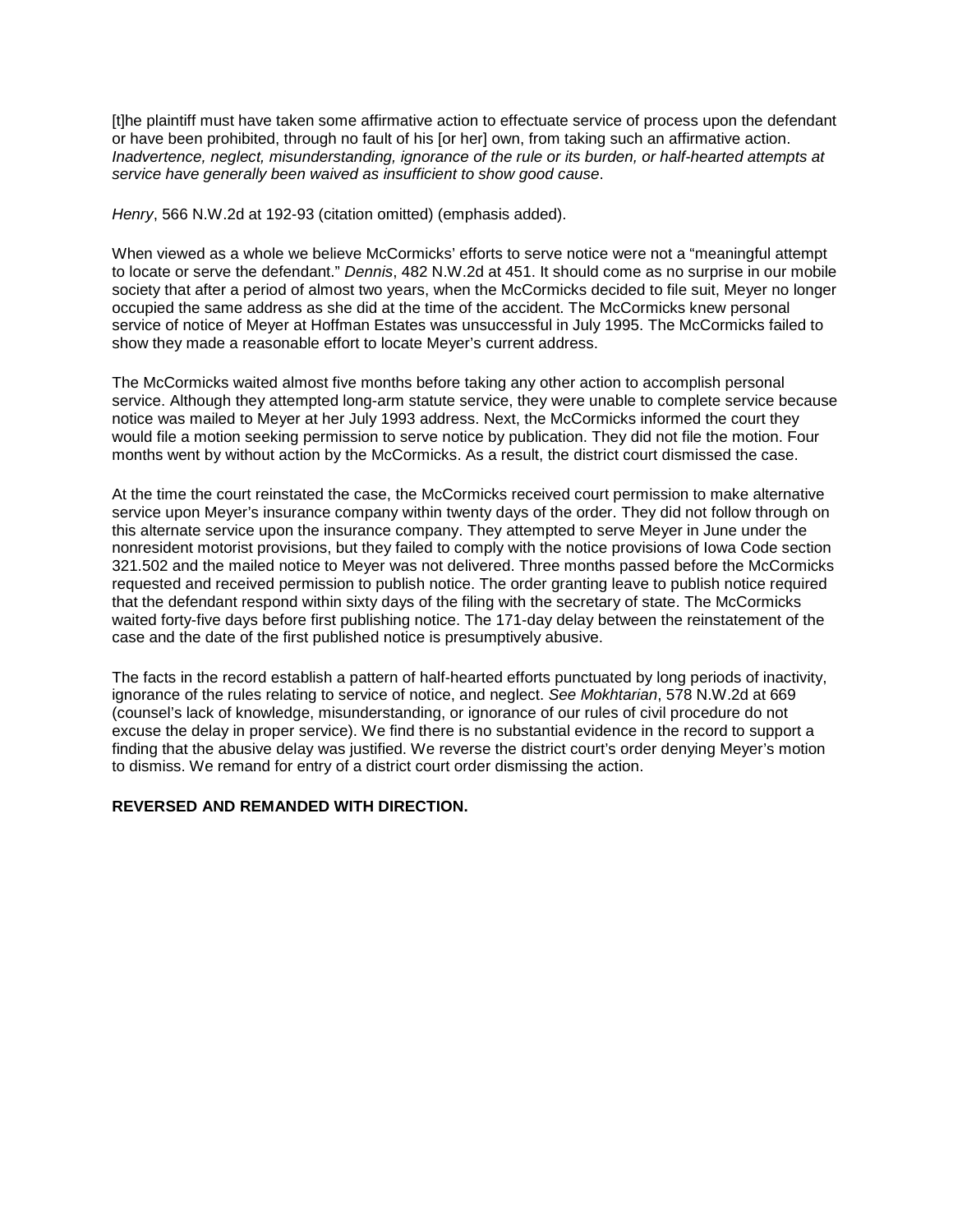[t]he plaintiff must have taken some affirmative action to effectuate service of process upon the defendant or have been prohibited, through no fault of his [or her] own, from taking such an affirmative action. *Inadvertence, neglect, misunderstanding, ignorance of the rule or its burden, or half-hearted attempts at service have generally been waived as insufficient to show good cause*.

*Henry*, 566 N.W.2d at 192-93 (citation omitted) (emphasis added).

When viewed as a whole we believe McCormicks' efforts to serve notice were not a "meaningful attempt to locate or serve the defendant." *Dennis*, 482 N.W.2d at 451. It should come as no surprise in our mobile society that after a period of almost two years, when the McCormicks decided to file suit, Meyer no longer occupied the same address as she did at the time of the accident. The McCormicks knew personal service of notice of Meyer at Hoffman Estates was unsuccessful in July 1995. The McCormicks failed to show they made a reasonable effort to locate Meyer's current address.

The McCormicks waited almost five months before taking any other action to accomplish personal service. Although they attempted long-arm statute service, they were unable to complete service because notice was mailed to Meyer at her July 1993 address. Next, the McCormicks informed the court they would file a motion seeking permission to serve notice by publication. They did not file the motion. Four months went by without action by the McCormicks. As a result, the district court dismissed the case.

At the time the court reinstated the case, the McCormicks received court permission to make alternative service upon Meyer's insurance company within twenty days of the order. They did not follow through on this alternate service upon the insurance company. They attempted to serve Meyer in June under the nonresident motorist provisions, but they failed to comply with the notice provisions of Iowa Code section 321.502 and the mailed notice to Meyer was not delivered. Three months passed before the McCormicks requested and received permission to publish notice. The order granting leave to publish notice required that the defendant respond within sixty days of the filing with the secretary of state. The McCormicks waited forty-five days before first publishing notice. The 171-day delay between the reinstatement of the case and the date of the first published notice is presumptively abusive.

The facts in the record establish a pattern of half-hearted efforts punctuated by long periods of inactivity, ignorance of the rules relating to service of notice, and neglect. *See Mokhtarian*, 578 N.W.2d at 669 (counsel's lack of knowledge, misunderstanding, or ignorance of our rules of civil procedure do not excuse the delay in proper service). We find there is no substantial evidence in the record to support a finding that the abusive delay was justified. We reverse the district court's order denying Meyer's motion to dismiss. We remand for entry of a district court order dismissing the action.

**REVERSED AND REMANDED WITH DIRECTION.**